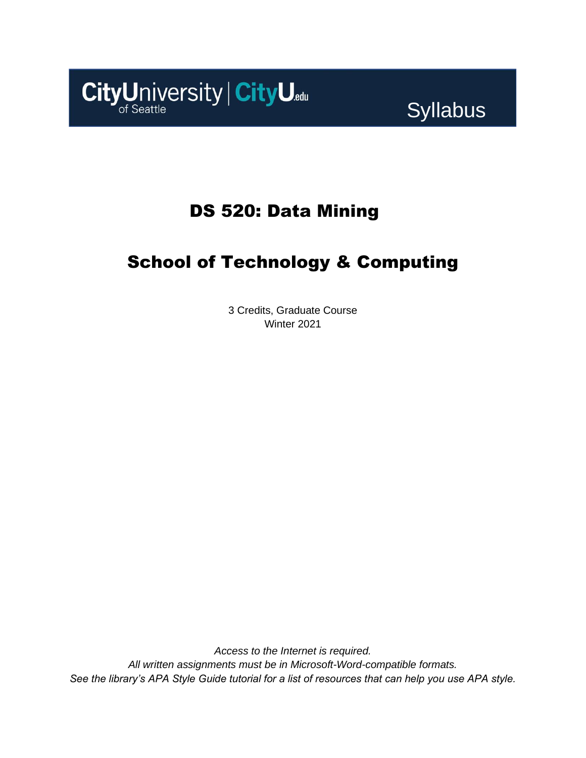CityUniversity of Seattle | CityU.edu

Syllabus

# DS 520: Data Mining

# School of Technology & Computing

3 Credits, Graduate Course
Winter 2021

*Access to the Internet is required.*
*All written assignments must be in Microsoft-Word-compatible formats.*
*See the library's APA Style Guide tutorial for a list of resources that can help you use APA style.*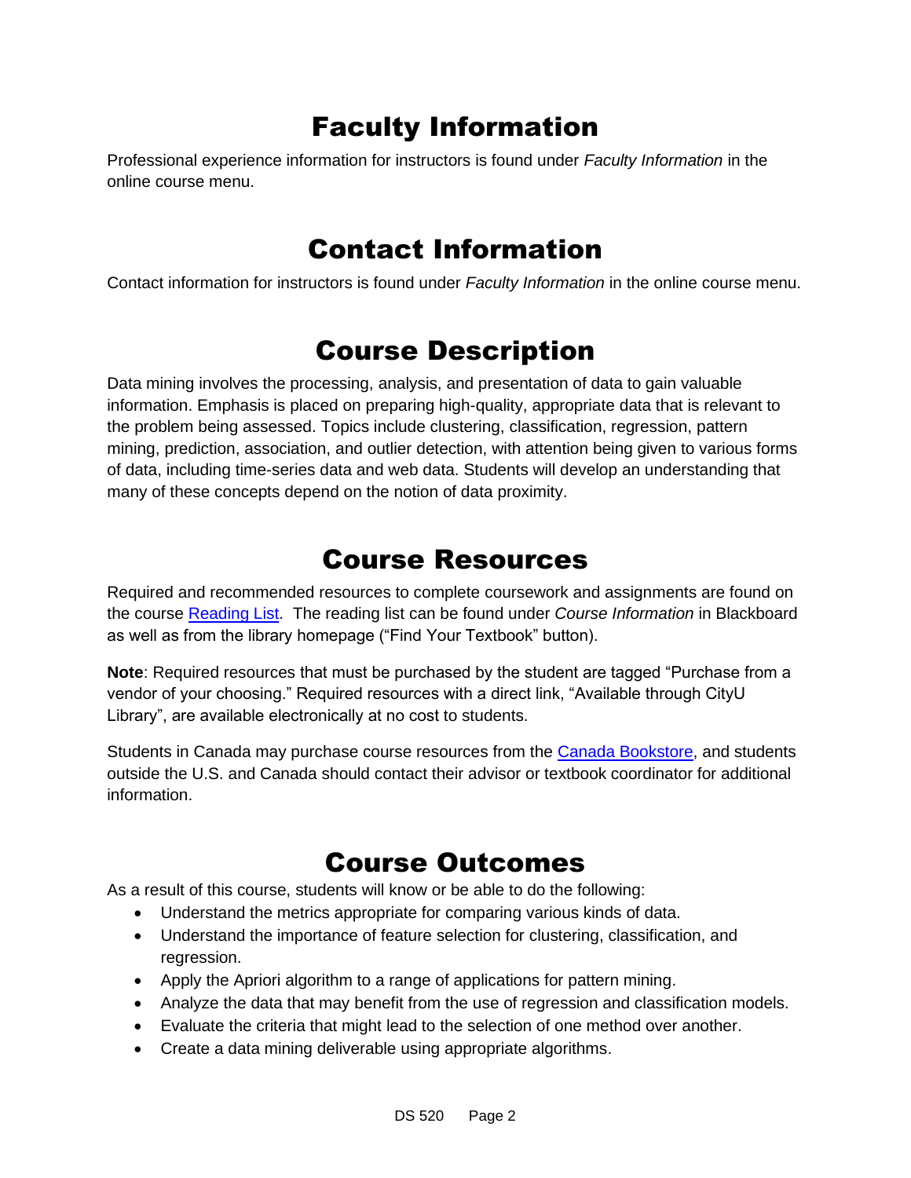# Faculty Information

Professional experience information for instructors is found under *Faculty Information* in the online course menu.

# Contact Information

Contact information for instructors is found under *Faculty Information* in the online course menu.

# Course Description

Data mining involves the processing, analysis, and presentation of data to gain valuable information. Emphasis is placed on preparing high-quality, appropriate data that is relevant to the problem being assessed. Topics include clustering, classification, regression, pattern mining, prediction, association, and outlier detection, with attention being given to various forms of data, including time-series data and web data. Students will develop an understanding that many of these concepts depend on the notion of data proximity.

# Course Resources

Required and recommended resources to complete coursework and assignments are found on the course Reading List. The reading list can be found under *Course Information* in Blackboard as well as from the library homepage ("Find Your Textbook" button).

**Note**: Required resources that must be purchased by the student are tagged "Purchase from a vendor of your choosing." Required resources with a direct link, "Available through CityU Library", are available electronically at no cost to students.

Students in Canada may purchase course resources from the Canada Bookstore, and students outside the U.S. and Canada should contact their advisor or textbook coordinator for additional information.

# Course Outcomes

As a result of this course, students will know or be able to do the following:

- Understand the metrics appropriate for comparing various kinds of data.
- Understand the importance of feature selection for clustering, classification, and regression.
- Apply the Apriori algorithm to a range of applications for pattern mining.
- Analyze the data that may benefit from the use of regression and classification models.
- Evaluate the criteria that might lead to the selection of one method over another.
- Create a data mining deliverable using appropriate algorithms.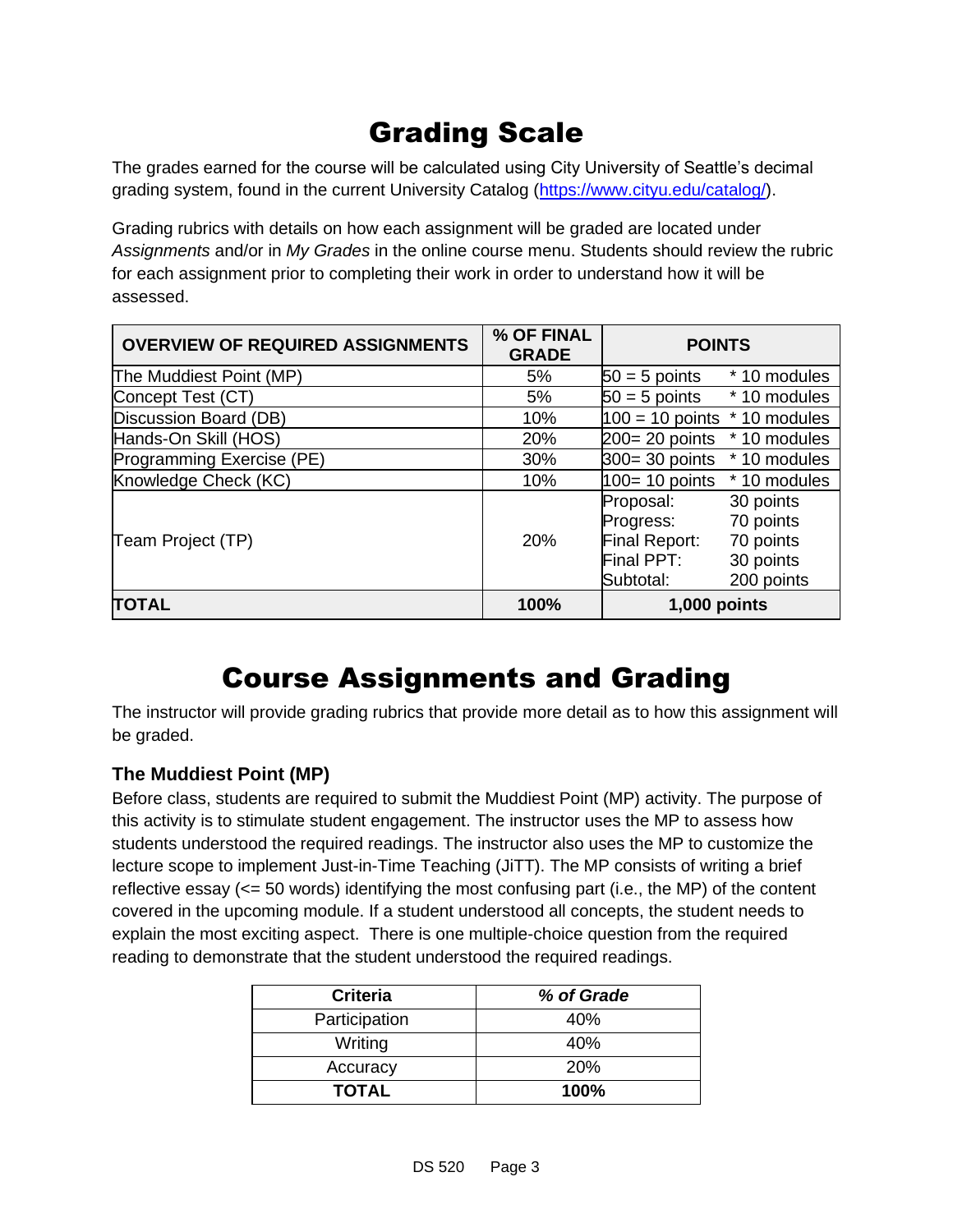# Grading Scale

The grades earned for the course will be calculated using City University of Seattle's decimal grading system, found in the current University Catalog (https://www.cityu.edu/catalog/).

Grading rubrics with details on how each assignment will be graded are located under *Assignments* and/or in *My Grades* in the online course menu. Students should review the rubric for each assignment prior to completing their work in order to understand how it will be assessed.

| OVERVIEW OF REQUIRED ASSIGNMENTS | % OF FINAL GRADE | POINTS | |
|---|---|---|---|
| The Muddiest Point (MP) | 5% | 50 = 5 points | * 10 modules |
| Concept Test (CT) | 5% | 50 = 5 points | * 10 modules |
| Discussion Board (DB) | 10% | 100 = 10 points | * 10 modules |
| Hands-On Skill (HOS) | 20% | 200= 20 points | * 10 modules |
| Programming Exercise (PE) | 30% | 300= 30 points | * 10 modules |
| Knowledge Check (KC) | 10% | 100= 10 points | * 10 modules |
| Team Project (TP) | 20% | Proposal:<br>Progress:<br>Final Report:<br>Final PPT:<br>Subtotal: | 30 points<br>70 points<br>70 points<br>30 points<br>200 points |
| **TOTAL** | **100%** | **1,000 points** | |

# Course Assignments and Grading

The instructor will provide grading rubrics that provide more detail as to how this assignment will be graded.

### The Muddiest Point (MP)

Before class, students are required to submit the Muddiest Point (MP) activity. The purpose of this activity is to stimulate student engagement. The instructor uses the MP to assess how students understood the required readings. The instructor also uses the MP to customize the lecture scope to implement Just-in-Time Teaching (JiTT). The MP consists of writing a brief reflective essay (<= 50 words) identifying the most confusing part (i.e., the MP) of the content covered in the upcoming module. If a student understood all concepts, the student needs to explain the most exciting aspect. There is one multiple-choice question from the required reading to demonstrate that the student understood the required readings.

| Criteria | *% of Grade* |
|---|---|
| Participation | 40% |
| Writing | 40% |
| Accuracy | 20% |
| **TOTAL** | **100%** |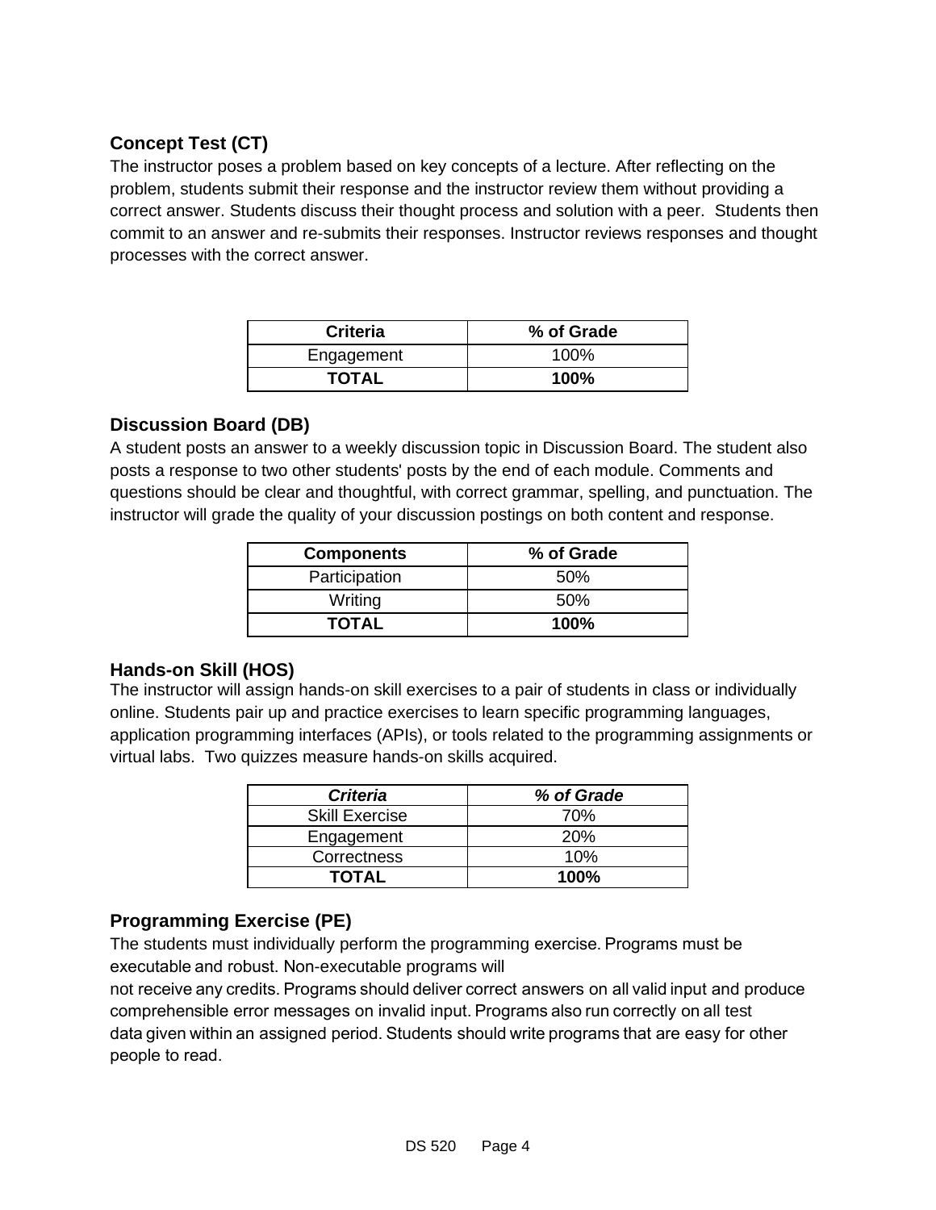### Concept Test (CT)

The instructor poses a problem based on key concepts of a lecture. After reflecting on the problem, students submit their response and the instructor review them without providing a correct answer. Students discuss their thought process and solution with a peer. Students then commit to an answer and re-submits their responses. Instructor reviews responses and thought processes with the correct answer.

| Criteria | % of Grade |
|---|---|
| Engagement | 100% |
| **TOTAL** | **100%** |

### Discussion Board (DB)

A student posts an answer to a weekly discussion topic in Discussion Board. The student also posts a response to two other students' posts by the end of each module. Comments and questions should be clear and thoughtful, with correct grammar, spelling, and punctuation. The instructor will grade the quality of your discussion postings on both content and response.

| Components | % of Grade |
|---|---|
| Participation | 50% |
| Writing | 50% |
| **TOTAL** | **100%** |

### Hands-on Skill (HOS)

The instructor will assign hands-on skill exercises to a pair of students in class or individually online. Students pair up and practice exercises to learn specific programming languages, application programming interfaces (APIs), or tools related to the programming assignments or virtual labs. Two quizzes measure hands-on skills acquired.

| ***Criteria*** | ***% of Grade*** |
|---|---|
| Skill Exercise | 70% |
| Engagement | 20% |
| Correctness | 10% |
| **TOTAL** | **100%** |

### Programming Exercise (PE)

The students must individually perform the programming exercise. Programs must be executable and robust. Non-executable programs will not receive any credits. Programs should deliver correct answers on all valid input and produce comprehensible error messages on invalid input. Programs also run correctly on all test data given within an assigned period. Students should write programs that are easy for other people to read.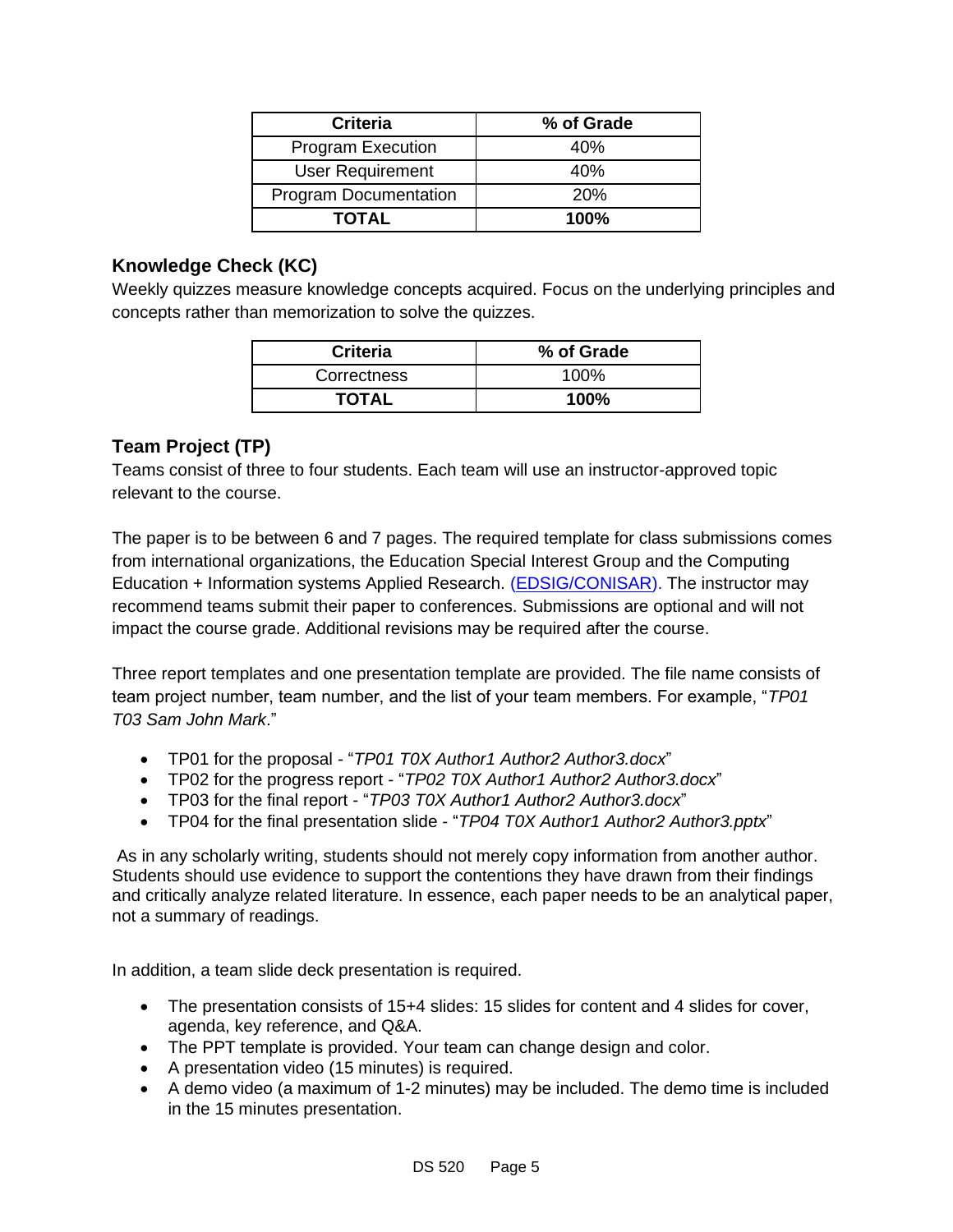| Criteria | % of Grade |
| --- | --- |
| Program Execution | 40% |
| User Requirement | 40% |
| Program Documentation | 20% |
| **TOTAL** | **100%** |

### Knowledge Check (KC)

Weekly quizzes measure knowledge concepts acquired. Focus on the underlying principles and concepts rather than memorization to solve the quizzes.

| Criteria | % of Grade |
| --- | --- |
| Correctness | 100% |
| **TOTAL** | **100%** |

### Team Project (TP)

Teams consist of three to four students. Each team will use an instructor-approved topic relevant to the course.

The paper is to be between 6 and 7 pages. The required template for class submissions comes from international organizations, the Education Special Interest Group and the Computing Education + Information systems Applied Research. (EDSIG/CONISAR). The instructor may recommend teams submit their paper to conferences. Submissions are optional and will not impact the course grade. Additional revisions may be required after the course.

Three report templates and one presentation template are provided. The file name consists of team project number, team number, and the list of your team members. For example, "*TP01 T03 Sam John Mark*."

- TP01 for the proposal - "*TP01 T0X Author1 Author2 Author3.docx*"
- TP02 for the progress report - "*TP02 T0X Author1 Author2 Author3.docx*"
- TP03 for the final report - "*TP03 T0X Author1 Author2 Author3.docx*"
- TP04 for the final presentation slide - "*TP04 T0X Author1 Author2 Author3.pptx*"

As in any scholarly writing, students should not merely copy information from another author. Students should use evidence to support the contentions they have drawn from their findings and critically analyze related literature. In essence, each paper needs to be an analytical paper, not a summary of readings.

In addition, a team slide deck presentation is required.

- The presentation consists of 15+4 slides: 15 slides for content and 4 slides for cover, agenda, key reference, and Q&A.
- The PPT template is provided. Your team can change design and color.
- A presentation video (15 minutes) is required.
- A demo video (a maximum of 1-2 minutes) may be included. The demo time is included in the 15 minutes presentation.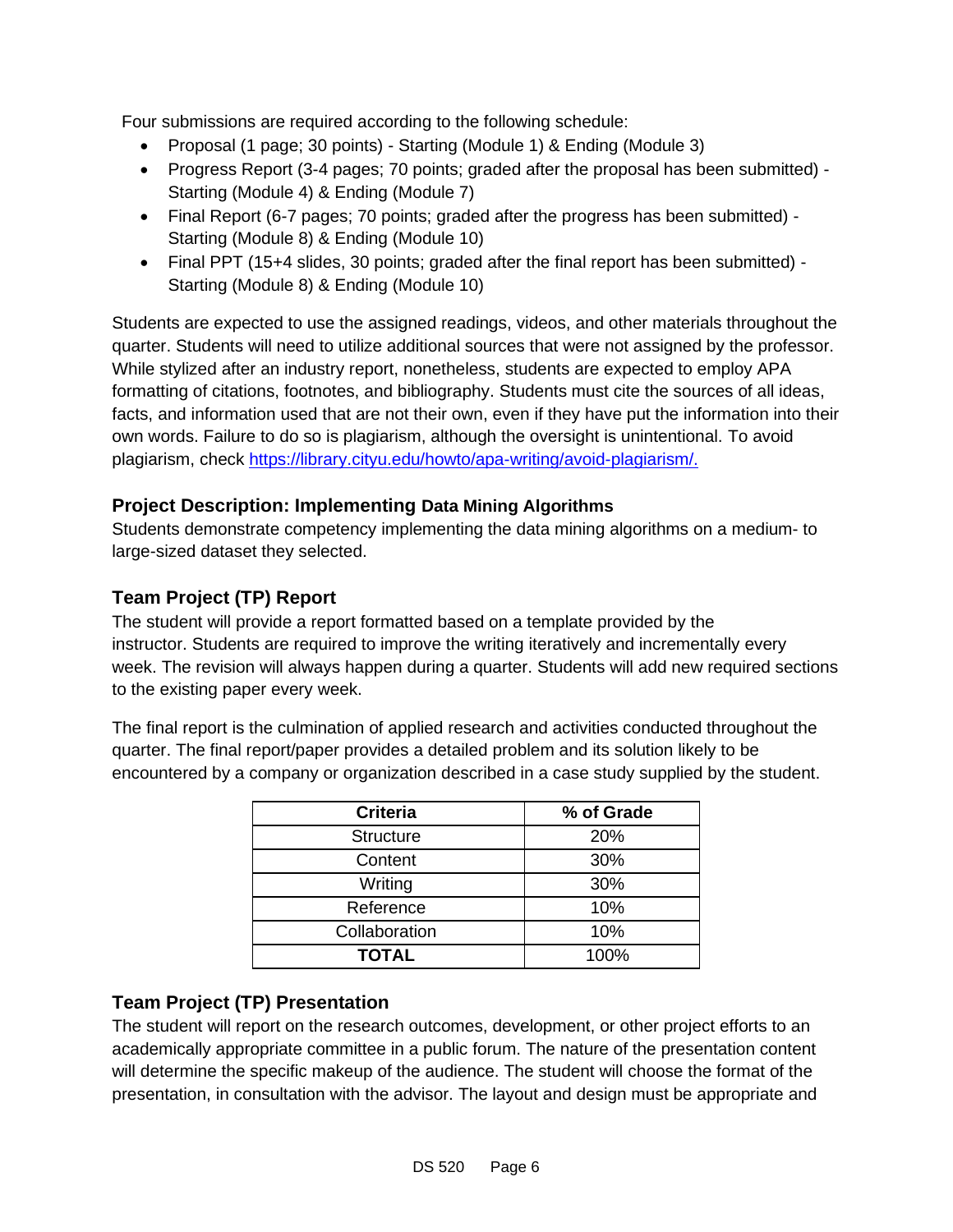Four submissions are required according to the following schedule:

- Proposal (1 page; 30 points) - Starting (Module 1) & Ending (Module 3)
- Progress Report (3-4 pages; 70 points; graded after the proposal has been submitted) - Starting (Module 4) & Ending (Module 7)
- Final Report (6-7 pages; 70 points; graded after the progress has been submitted) - Starting (Module 8) & Ending (Module 10)
- Final PPT (15+4 slides, 30 points; graded after the final report has been submitted) - Starting (Module 8) & Ending (Module 10)

Students are expected to use the assigned readings, videos, and other materials throughout the quarter. Students will need to utilize additional sources that were not assigned by the professor. While stylized after an industry report, nonetheless, students are expected to employ APA formatting of citations, footnotes, and bibliography. Students must cite the sources of all ideas, facts, and information used that are not their own, even if they have put the information into their own words. Failure to do so is plagiarism, although the oversight is unintentional. To avoid plagiarism, check https://library.cityu.edu/howto/apa-writing/avoid-plagiarism/.

### Project Description: Implementing Data Mining Algorithms

Students demonstrate competency implementing the data mining algorithms on a medium- to large-sized dataset they selected.

### Team Project (TP) Report

The student will provide a report formatted based on a template provided by the instructor. Students are required to improve the writing iteratively and incrementally every week. The revision will always happen during a quarter. Students will add new required sections to the existing paper every week.

The final report is the culmination of applied research and activities conducted throughout the quarter. The final report/paper provides a detailed problem and its solution likely to be encountered by a company or organization described in a case study supplied by the student.

| Criteria | % of Grade |
| --- | --- |
| Structure | 20% |
| Content | 30% |
| Writing | 30% |
| Reference | 10% |
| Collaboration | 10% |
| **TOTAL** | 100% |

### Team Project (TP) Presentation

The student will report on the research outcomes, development, or other project efforts to an academically appropriate committee in a public forum. The nature of the presentation content will determine the specific makeup of the audience. The student will choose the format of the presentation, in consultation with the advisor. The layout and design must be appropriate and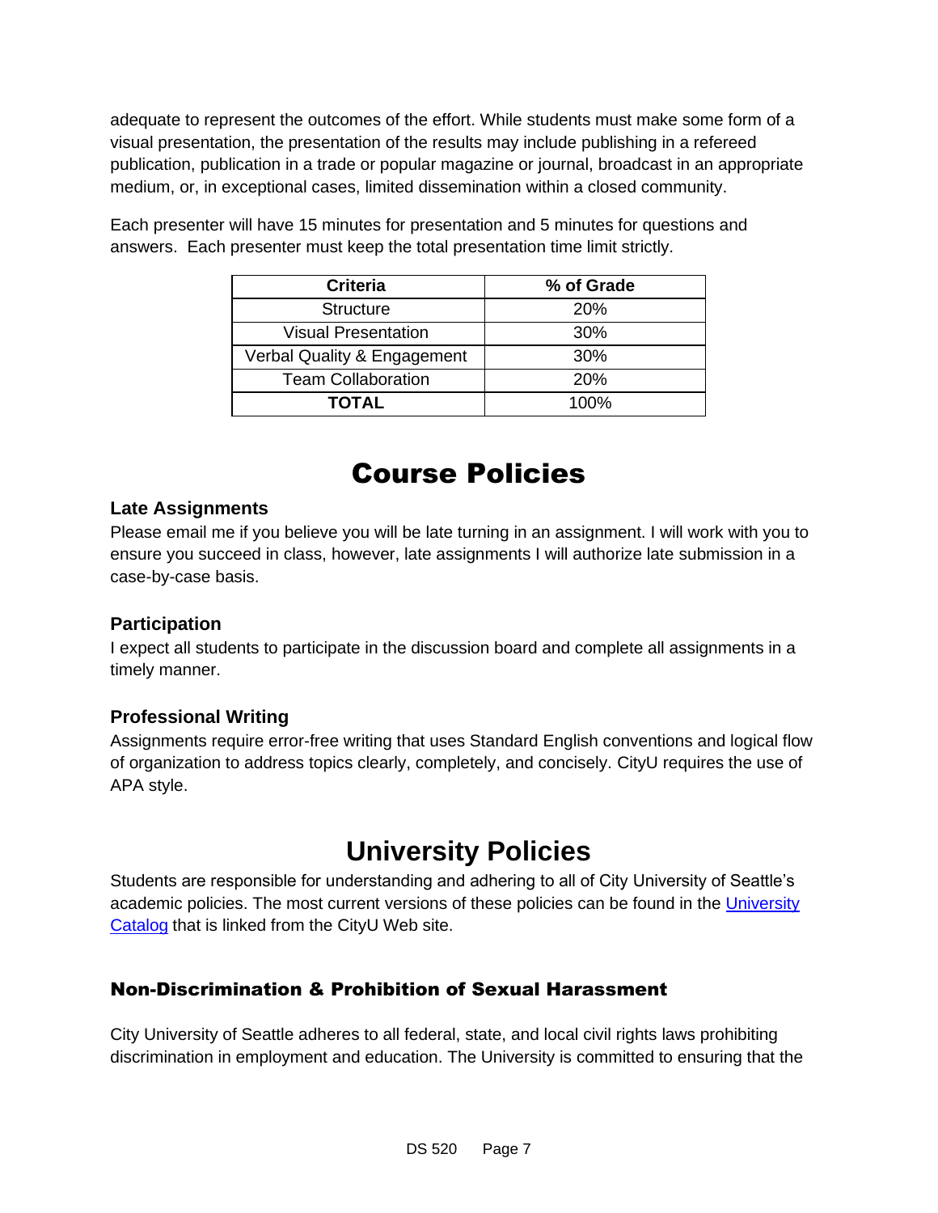adequate to represent the outcomes of the effort. While students must make some form of a visual presentation, the presentation of the results may include publishing in a refereed publication, publication in a trade or popular magazine or journal, broadcast in an appropriate medium, or, in exceptional cases, limited dissemination within a closed community.

Each presenter will have 15 minutes for presentation and 5 minutes for questions and answers. Each presenter must keep the total presentation time limit strictly.

| Criteria | % of Grade |
|---|---|
| Structure | 20% |
| Visual Presentation | 30% |
| Verbal Quality & Engagement | 30% |
| Team Collaboration | 20% |
| **TOTAL** | 100% |

# Course Policies

### Late Assignments

Please email me if you believe you will be late turning in an assignment. I will work with you to ensure you succeed in class, however, late assignments I will authorize late submission in a case-by-case basis.

### Participation

I expect all students to participate in the discussion board and complete all assignments in a timely manner.

### Professional Writing

Assignments require error-free writing that uses Standard English conventions and logical flow of organization to address topics clearly, completely, and concisely. CityU requires the use of APA style.

# University Policies

Students are responsible for understanding and adhering to all of City University of Seattle's academic policies. The most current versions of these policies can be found in the University Catalog that is linked from the CityU Web site.

### Non-Discrimination & Prohibition of Sexual Harassment

City University of Seattle adheres to all federal, state, and local civil rights laws prohibiting discrimination in employment and education. The University is committed to ensuring that the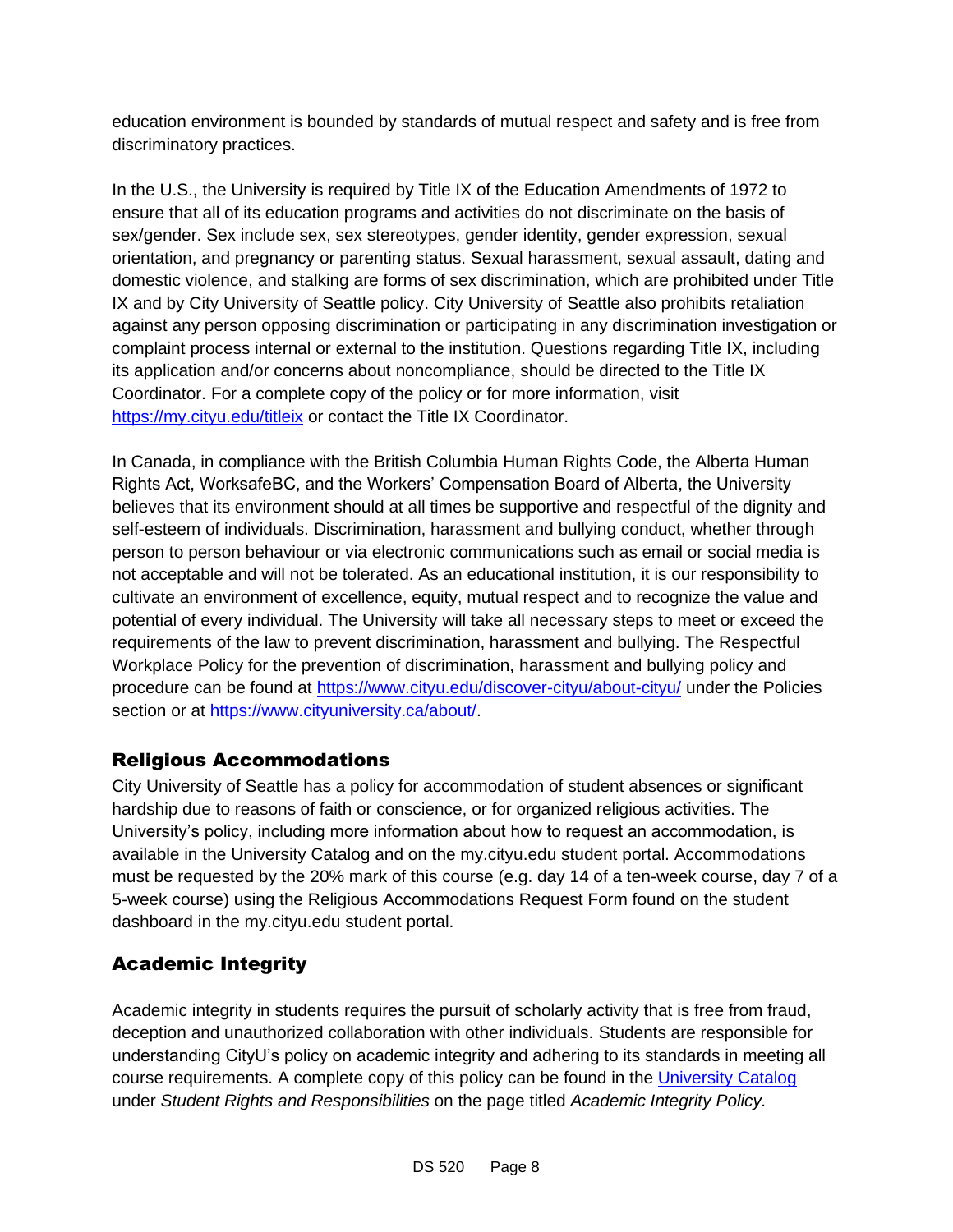education environment is bounded by standards of mutual respect and safety and is free from discriminatory practices.

In the U.S., the University is required by Title IX of the Education Amendments of 1972 to ensure that all of its education programs and activities do not discriminate on the basis of sex/gender. Sex include sex, sex stereotypes, gender identity, gender expression, sexual orientation, and pregnancy or parenting status. Sexual harassment, sexual assault, dating and domestic violence, and stalking are forms of sex discrimination, which are prohibited under Title IX and by City University of Seattle policy. City University of Seattle also prohibits retaliation against any person opposing discrimination or participating in any discrimination investigation or complaint process internal or external to the institution. Questions regarding Title IX, including its application and/or concerns about noncompliance, should be directed to the Title IX Coordinator. For a complete copy of the policy or for more information, visit [https://my.cityu.edu/titleix](https://my.cityu.edu/titleix) or contact the Title IX Coordinator.

In Canada, in compliance with the British Columbia Human Rights Code, the Alberta Human Rights Act, WorksafeBC, and the Workers' Compensation Board of Alberta, the University believes that its environment should at all times be supportive and respectful of the dignity and self-esteem of individuals. Discrimination, harassment and bullying conduct, whether through person to person behaviour or via electronic communications such as email or social media is not acceptable and will not be tolerated. As an educational institution, it is our responsibility to cultivate an environment of excellence, equity, mutual respect and to recognize the value and potential of every individual. The University will take all necessary steps to meet or exceed the requirements of the law to prevent discrimination, harassment and bullying. The Respectful Workplace Policy for the prevention of discrimination, harassment and bullying policy and procedure can be found at [https://www.cityu.edu/discover-cityu/about-cityu/](https://www.cityu.edu/discover-cityu/about-cityu/) under the Policies section or at [https://www.cityuniversity.ca/about/](https://www.cityuniversity.ca/about/).

## Religious Accommodations

City University of Seattle has a policy for accommodation of student absences or significant hardship due to reasons of faith or conscience, or for organized religious activities. The University's policy, including more information about how to request an accommodation, is available in the University Catalog and on the my.cityu.edu student portal. Accommodations must be requested by the 20% mark of this course (e.g. day 14 of a ten-week course, day 7 of a 5-week course) using the Religious Accommodations Request Form found on the student dashboard in the my.cityu.edu student portal.

## Academic Integrity

Academic integrity in students requires the pursuit of scholarly activity that is free from fraud, deception and unauthorized collaboration with other individuals. Students are responsible for understanding CityU's policy on academic integrity and adhering to its standards in meeting all course requirements. A complete copy of this policy can be found in the University Catalog under *Student Rights and Responsibilities* on the page titled *Academic Integrity Policy.*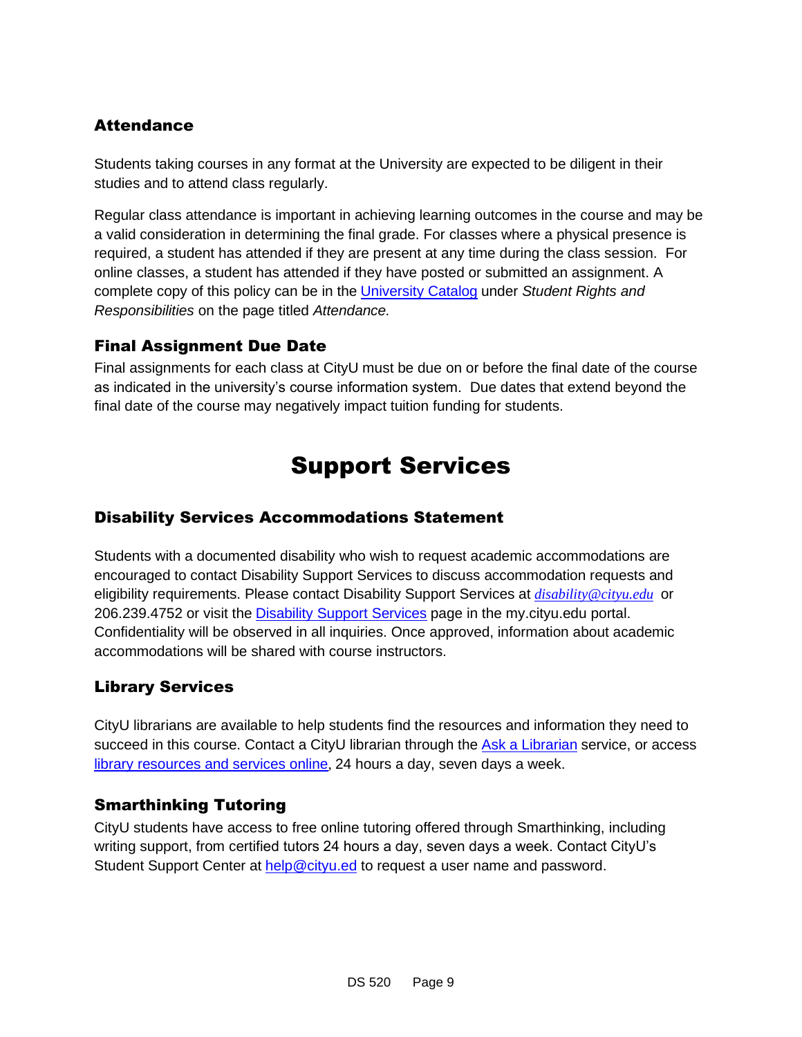### Attendance

Students taking courses in any format at the University are expected to be diligent in their studies and to attend class regularly.

Regular class attendance is important in achieving learning outcomes in the course and may be a valid consideration in determining the final grade. For classes where a physical presence is required, a student has attended if they are present at any time during the class session. For online classes, a student has attended if they have posted or submitted an assignment. A complete copy of this policy can be in the University Catalog under *Student Rights and Responsibilities* on the page titled *Attendance.*

### Final Assignment Due Date

Final assignments for each class at CityU must be due on or before the final date of the course as indicated in the university's course information system. Due dates that extend beyond the final date of the course may negatively impact tuition funding for students.

## Support Services

### Disability Services Accommodations Statement

Students with a documented disability who wish to request academic accommodations are encouraged to contact Disability Support Services to discuss accommodation requests and eligibility requirements. Please contact Disability Support Services at *disability@cityu.edu* or 206.239.4752 or visit the Disability Support Services page in the my.cityu.edu portal. Confidentiality will be observed in all inquiries. Once approved, information about academic accommodations will be shared with course instructors.

### Library Services

CityU librarians are available to help students find the resources and information they need to succeed in this course. Contact a CityU librarian through the Ask a Librarian service, or access library resources and services online, 24 hours a day, seven days a week.

### Smarthinking Tutoring

CityU students have access to free online tutoring offered through Smarthinking, including writing support, from certified tutors 24 hours a day, seven days a week. Contact CityU's Student Support Center at help@cityu.ed to request a user name and password.